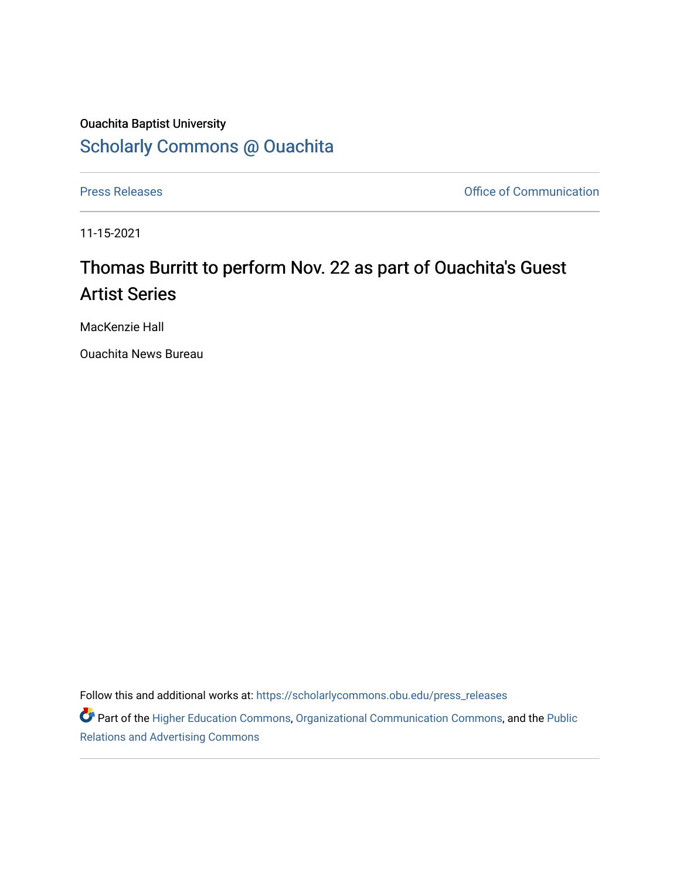Ouachita Baptist University

## Scholarly Commons @ Ouachita

Press Releases | Office of Communication

11-15-2021

# Thomas Burritt to perform Nov. 22 as part of Ouachita's Guest Artist Series

MacKenzie Hall

Ouachita News Bureau

Follow this and additional works at: https://scholarlycommons.obu.edu/press_releases

Part of the Higher Education Commons, Organizational Communication Commons, and the Public Relations and Advertising Commons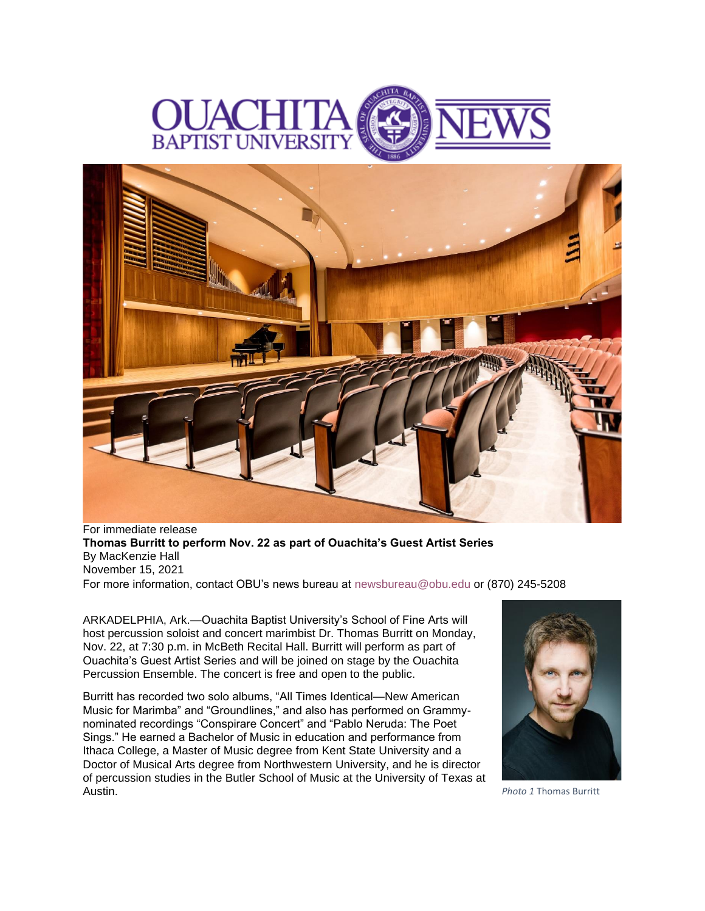OUACHITA BAPTIST UNIVERSITY NEWS

For immediate release

**Thomas Burritt to perform Nov. 22 as part of Ouachita's Guest Artist Series**

By MacKenzie Hall

November 15, 2021

For more information, contact OBU's news bureau at newsbureau@obu.edu or (870) 245-5208

ARKADELPHIA, Ark.—Ouachita Baptist University's School of Fine Arts will host percussion soloist and concert marimbist Dr. Thomas Burritt on Monday, Nov. 22, at 7:30 p.m. in McBeth Recital Hall. Burritt will perform as part of Ouachita's Guest Artist Series and will be joined on stage by the Ouachita Percussion Ensemble. The concert is free and open to the public.

Burritt has recorded two solo albums, "All Times Identical—New American Music for Marimba" and "Groundlines," and also has performed on Grammy-nominated recordings "Conspirare Concert" and "Pablo Neruda: The Poet Sings." He earned a Bachelor of Music in education and performance from Ithaca College, a Master of Music degree from Kent State University and a Doctor of Musical Arts degree from Northwestern University, and he is director of percussion studies in the Butler School of Music at the University of Texas at Austin.

*Photo 1* Thomas Burritt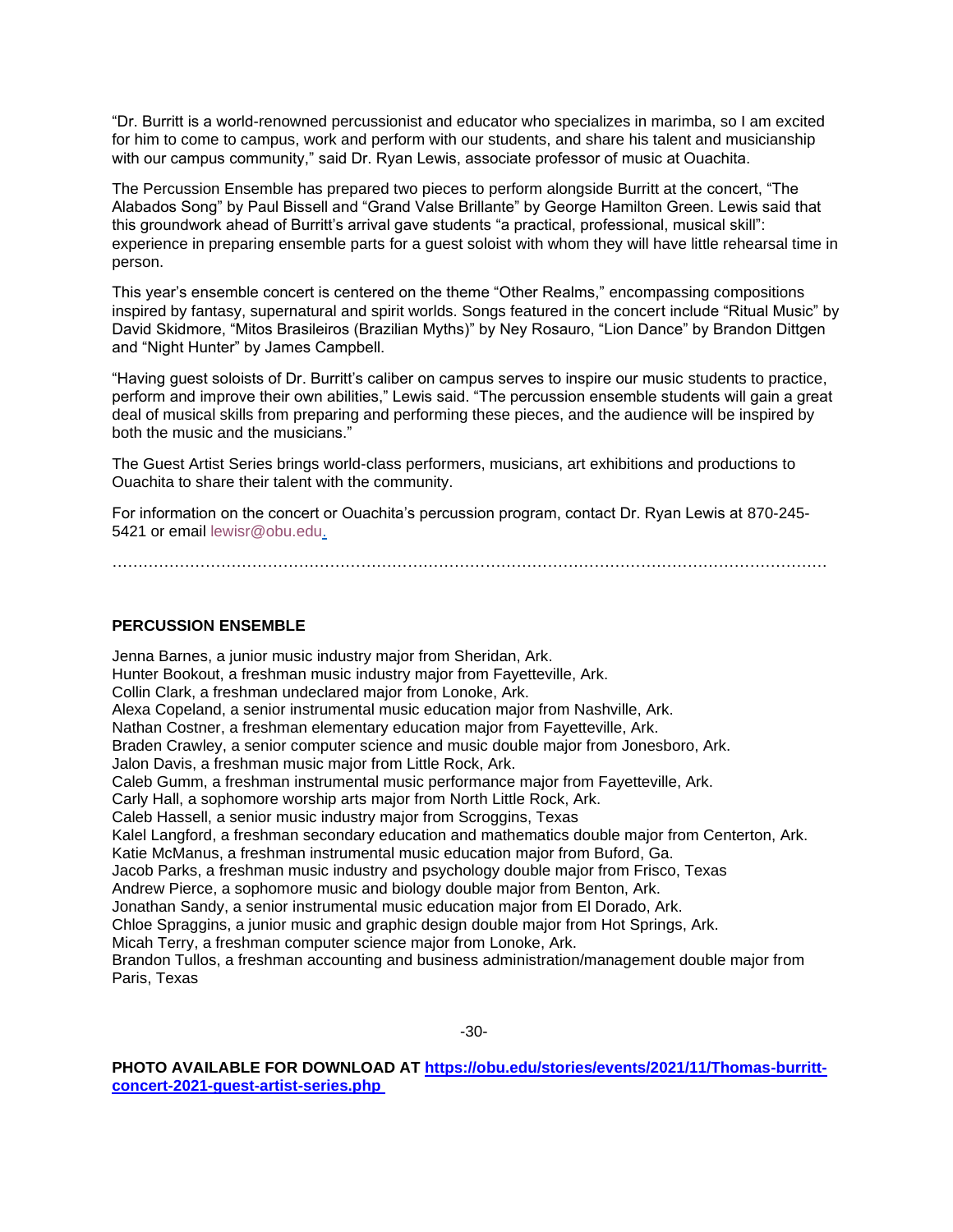"Dr. Burritt is a world-renowned percussionist and educator who specializes in marimba, so I am excited for him to come to campus, work and perform with our students, and share his talent and musicianship with our campus community," said Dr. Ryan Lewis, associate professor of music at Ouachita.

The Percussion Ensemble has prepared two pieces to perform alongside Burritt at the concert, "The Alabados Song" by Paul Bissell and "Grand Valse Brillante" by George Hamilton Green. Lewis said that this groundwork ahead of Burritt's arrival gave students "a practical, professional, musical skill": experience in preparing ensemble parts for a guest soloist with whom they will have little rehearsal time in person.

This year's ensemble concert is centered on the theme "Other Realms," encompassing compositions inspired by fantasy, supernatural and spirit worlds. Songs featured in the concert include "Ritual Music" by David Skidmore, "Mitos Brasileiros (Brazilian Myths)" by Ney Rosauro, "Lion Dance" by Brandon Dittgen and "Night Hunter" by James Campbell.

"Having guest soloists of Dr. Burritt's caliber on campus serves to inspire our music students to practice, perform and improve their own abilities," Lewis said. "The percussion ensemble students will gain a great deal of musical skills from preparing and performing these pieces, and the audience will be inspired by both the music and the musicians."

The Guest Artist Series brings world-class performers, musicians, art exhibitions and productions to Ouachita to share their talent with the community.

For information on the concert or Ouachita's percussion program, contact Dr. Ryan Lewis at 870-245-5421 or email lewisr@obu.edu.

…………………………………………………………………………………………………………………

**PERCUSSION ENSEMBLE**

Jenna Barnes, a junior music industry major from Sheridan, Ark.
Hunter Bookout, a freshman music industry major from Fayetteville, Ark.
Collin Clark, a freshman undeclared major from Lonoke, Ark.
Alexa Copeland, a senior instrumental music education major from Nashville, Ark.
Nathan Costner, a freshman elementary education major from Fayetteville, Ark.
Braden Crawley, a senior computer science and music double major from Jonesboro, Ark.
Jalon Davis, a freshman music major from Little Rock, Ark.
Caleb Gumm, a freshman instrumental music performance major from Fayetteville, Ark.
Carly Hall, a sophomore worship arts major from North Little Rock, Ark.
Caleb Hassell, a senior music industry major from Scroggins, Texas
Kalel Langford, a freshman secondary education and mathematics double major from Centerton, Ark.
Katie McManus, a freshman instrumental music education major from Buford, Ga.
Jacob Parks, a freshman music industry and psychology double major from Frisco, Texas
Andrew Pierce, a sophomore music and biology double major from Benton, Ark.
Jonathan Sandy, a senior instrumental music education major from El Dorado, Ark.
Chloe Spraggins, a junior music and graphic design double major from Hot Springs, Ark.
Micah Terry, a freshman computer science major from Lonoke, Ark.
Brandon Tullos, a freshman accounting and business administration/management double major from Paris, Texas

-30-

**PHOTO AVAILABLE FOR DOWNLOAD AT [https://obu.edu/stories/events/2021/11/Thomas-burritt-concert-2021-guest-artist-series.php](https://obu.edu/stories/events/2021/11/Thomas-burritt-concert-2021-guest-artist-series.php)**